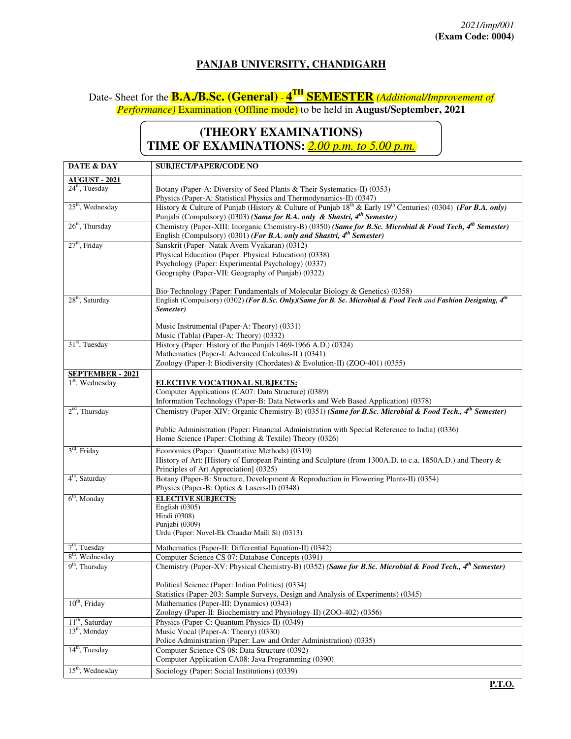*2021/imp/001*
**(Exam Code: 0004)**

## PANJAB UNIVERSITY, CHANDIGARH

Date- Sheet for the **B.A./B.Sc. (General)** - **4TH SEMESTER** *(Additional/Improvement of Performance)* Examination (Offline mode) to be held in **August/September, 2021**

## (THEORY EXAMINATIONS)
## TIME OF EXAMINATIONS: *2.00 p.m. to 5.00 p.m.*

| DATE & DAY | SUBJECT/PAPER/CODE NO |
|---|---|
| **AUGUST - 2021** 24th, Tuesday | Botany (Paper-A: Diversity of Seed Plants & Their Systematics-II) (0353)<br>Physics (Paper-A: Statistical Physics and Thermodynamics-II) (0347) |
| 25th, Wednesday | History & Culture of Punjab (History & Culture of Punjab 18th & Early 19th Centuries) (0304) ***(For B.A. only)***<br>Punjabi (Compulsory) (0303) ***(Same for B.A. only & Shastri, 4th Semester)*** |
| 26th, Thursday | Chemistry (Paper-XIII: Inorganic Chemistry-B) (0350) ***(Same for B.Sc. Microbial & Food Tech, 4th Semester)***<br>English (Compulsory) (0301) ***(For B.A. only and Shastri, 4th Semester)*** |
| 27th, Friday | Sanskrit (Paper- Natak Avem Vyakaran) (0312)<br>Physical Education (Paper: Physical Education) (0338)<br>Psychology (Paper: Experimental Psychology) (0337)<br>Geography (Paper-VII: Geography of Punjab) (0322)<br><br>Bio-Technology (Paper: Fundamentals of Molecular Biology & Genetics) (0358) |
| 28th, Saturday | English (Compulsory) (0302) ***(For B.Sc. Only)(Same for B. Sc. Microbial & Food Tech** and **Fashion Designing, 4th Semester)***<br><br>Music Instrumental (Paper-A: Theory) (0331)<br>Music (Tabla) (Paper-A: Theory) (0332) |
| 31st, Tuesday | History (Paper: History of the Punjab 1469-1966 A.D.) (0324)<br>Mathematics (Paper-I: Advanced Calculus-II ) (0341)<br>Zoology (Paper-I: Biodiversity (Chordates) & Evolution-II) (ZOO-401) (0355) |
| **SEPTEMBER - 2021** 1st, Wednesday | **ELECTIVE VOCATIONAL SUBJECTS:**<br>Computer Applications (CA07: Data Structure) (0389)<br>Information Technology (Paper-B: Data Networks and Web Based Application) (0378) |
| 2nd, Thursday | Chemistry (Paper-XIV: Organic Chemistry-B) (0351) ***(Same for B.Sc. Microbial & Food Tech., 4th Semester)***<br><br>Public Administration (Paper: Financial Administration with Special Reference to India) (0336)<br>Home Science (Paper: Clothing & Textile) Theory (0326) |
| 3rd, Friday | Economics (Paper: Quantitative Methods) (0319)<br>History of Art: [History of European Painting and Sculpture (from 1300A.D. to c.a. 1850A.D.) and Theory & Principles of Art Appreciation] (0325) |
| 4th, Saturday | Botany (Paper-B: Structure, Development & Reproduction in Flowering Plants-II) (0354)<br>Physics (Paper-B: Optics & Lasers-II) (0348) |
| 6th, Monday | **ELECTIVE SUBJECTS:**<br>English (0305)<br>Hindi (0308)<br>Punjabi (0309)<br>Urdu (Paper: Novel-Ek Chaadar Maili Si) (0313) |
| 7th, Tuesday | Mathematics (Paper-II: Differential Equation-II) (0342) |
| 8th, Wednesday | Computer Science CS 07: Database Concepts (0391) |
| 9th, Thursday | Chemistry (Paper-XV: Physical Chemistry-B) (0352) ***(Same for B.Sc. Microbial & Food Tech., 4th Semester)***<br><br>Political Science (Paper: Indian Politics) (0334)<br>Statistics (Paper-203: Sample Surveys, Design and Analysis of Experiments) (0345) |
| 10th, Friday | Mathematics (Paper-III: Dynamics) (0343)<br>Zoology (Paper-II: Biochemistry and Physiology-II) (ZOO-402) (0356) |
| 11th, Saturday | Physics (Paper-C: Quantum Physics-II) (0349) |
| 13th, Monday | Music Vocal (Paper-A: Theory) (0330)<br>Police Administration (Paper: Law and Order Administration) (0335) |
| 14th, Tuesday | Computer Science CS 08: Data Structure (0392)<br>Computer Application CA08: Java Programming (0390) |
| 15th, Wednesday | Sociology (Paper: Social Institutions) (0339) |

**P.T.O.**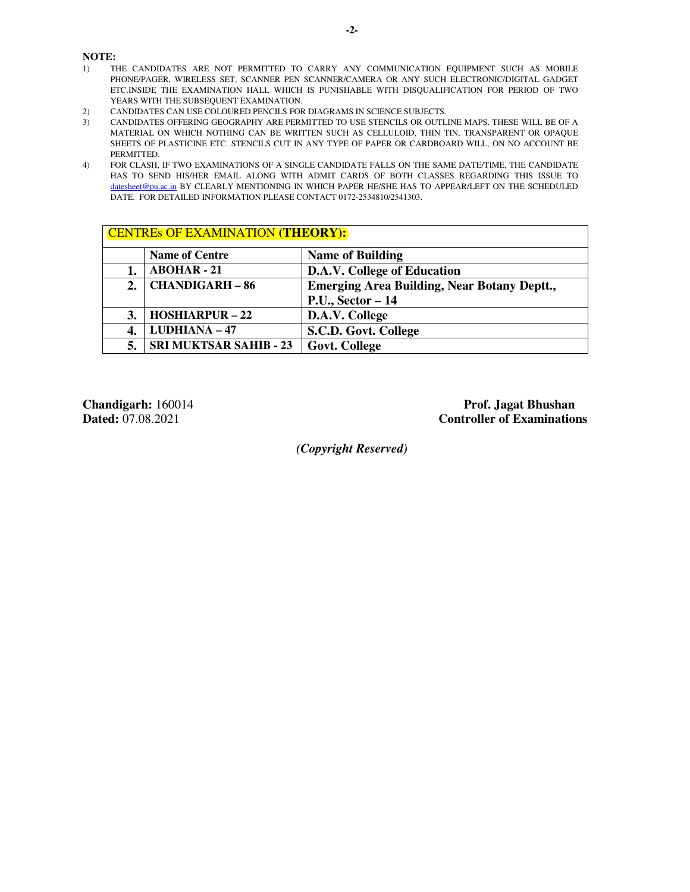**NOTE:**

1) THE CANDIDATES ARE NOT PERMITTED TO CARRY ANY COMMUNICATION EQUIPMENT SUCH AS MOBILE PHONE/PAGER, WIRELESS SET, SCANNER PEN SCANNER/CAMERA OR ANY SUCH ELECTRONIC/DIGITAL GADGET ETC.INSIDE THE EXAMINATION HALL WHICH IS PUNISHABLE WITH DISQUALIFICATION FOR PERIOD OF TWO YEARS WITH THE SUBSEQUENT EXAMINATION.
2) CANDIDATES CAN USE COLOURED PENCILS FOR DIAGRAMS IN SCIENCE SUBJECTS.
3) CANDIDATES OFFERING GEOGRAPHY ARE PERMITTED TO USE STENCILS OR OUTLINE MAPS. THESE WILL BE OF A MATERIAL ON WHICH NOTHING CAN BE WRITTEN SUCH AS CELLULOID, THIN TIN, TRANSPARENT OR OPAQUE SHEETS OF PLASTICINE ETC. STENCILS CUT IN ANY TYPE OF PAPER OR CARDBOARD WILL, ON NO ACCOUNT BE PERMITTED.
4) FOR CLASH, IF TWO EXAMINATIONS OF A SINGLE CANDIDATE FALLS ON THE SAME DATE/TIME, THE CANDIDATE HAS TO SEND HIS/HER EMAIL ALONG WITH ADMIT CARDS OF BOTH CLASSES REGARDING THIS ISSUE TO datesheet@pu.ac.in BY CLEARLY MENTIONING IN WHICH PAPER HE/SHE HAS TO APPEAR/LEFT ON THE SCHEDULED DATE. FOR DETAILED INFORMATION PLEASE CONTACT 0172-2534810/2541303.

**CENTREs OF EXAMINATION (THEORY):**

| | Name of Centre | Name of Building |
|---|---|---|
| **1.** | **ABOHAR - 21** | **D.A.V. College of Education** |
| **2.** | **CHANDIGARH – 86** | **Emerging Area Building, Near Botany Deptt., P.U., Sector – 14** |
| **3.** | **HOSHIARPUR – 22** | **D.A.V. College** |
| **4.** | **LUDHIANA – 47** | **S.C.D. Govt. College** |
| **5.** | **SRI MUKTSAR SAHIB - 23** | **Govt. College** |

**Chandigarh:** 160014
**Dated:** 07.08.2021

**Prof. Jagat Bhushan**
**Controller of Examinations**

***(Copyright Reserved)***